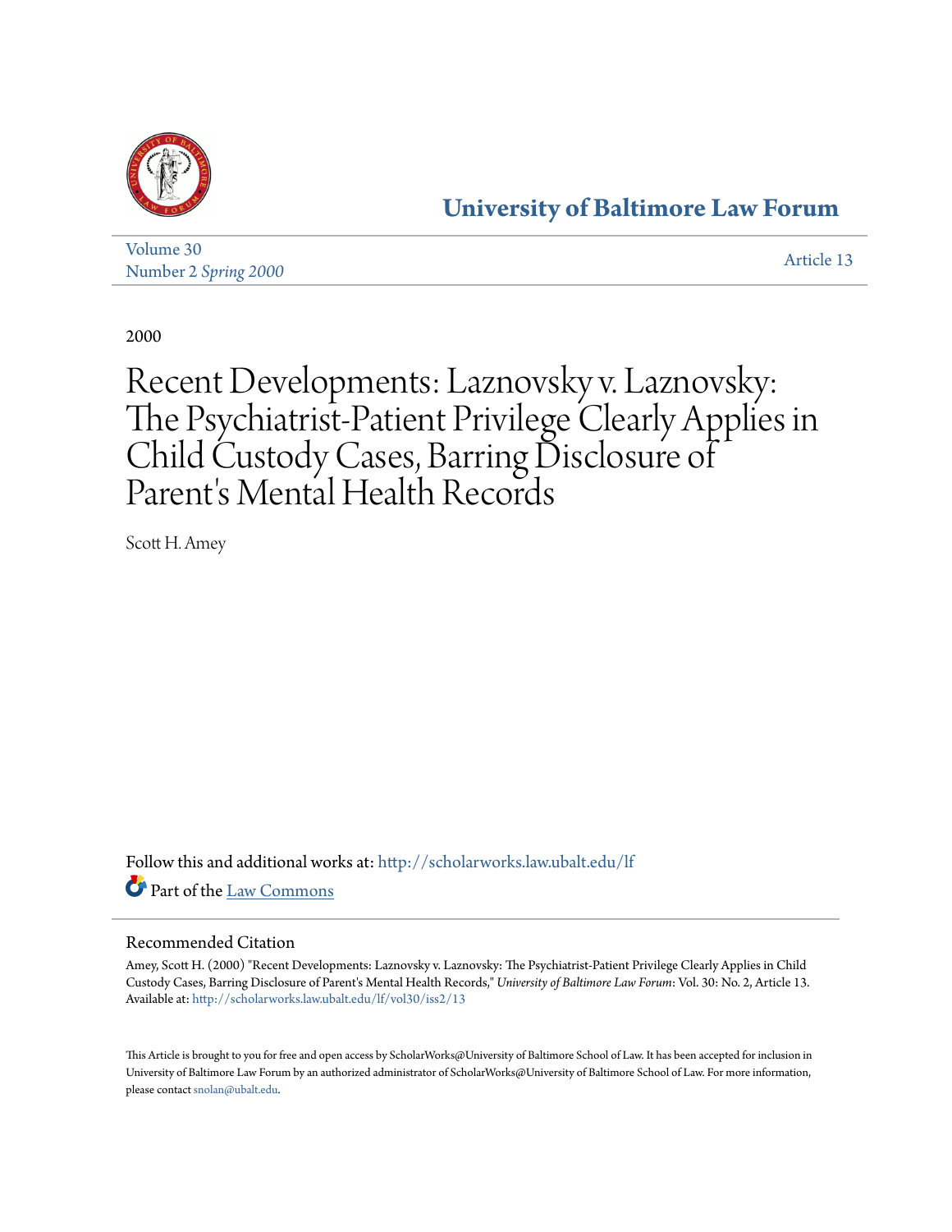# University of Baltimore Law Forum

Volume 30
Number 2 *Spring 2000*

Article 13

2000

# Recent Developments: Laznovsky v. Laznovsky: The Psychiatrist-Patient Privilege Clearly Applies in Child Custody Cases, Barring Disclosure of Parent's Mental Health Records

Scott H. Amey

Follow this and additional works at: http://scholarworks.law.ubalt.edu/lf

Part of the Law Commons

## Recommended Citation

Amey, Scott H. (2000) "Recent Developments: Laznovsky v. Laznovsky: The Psychiatrist-Patient Privilege Clearly Applies in Child Custody Cases, Barring Disclosure of Parent's Mental Health Records," *University of Baltimore Law Forum*: Vol. 30: No. 2, Article 13.
Available at: http://scholarworks.law.ubalt.edu/lf/vol30/iss2/13

This Article is brought to you for free and open access by ScholarWorks@University of Baltimore School of Law. It has been accepted for inclusion in University of Baltimore Law Forum by an authorized administrator of ScholarWorks@University of Baltimore School of Law. For more information, please contact snolan@ubalt.edu.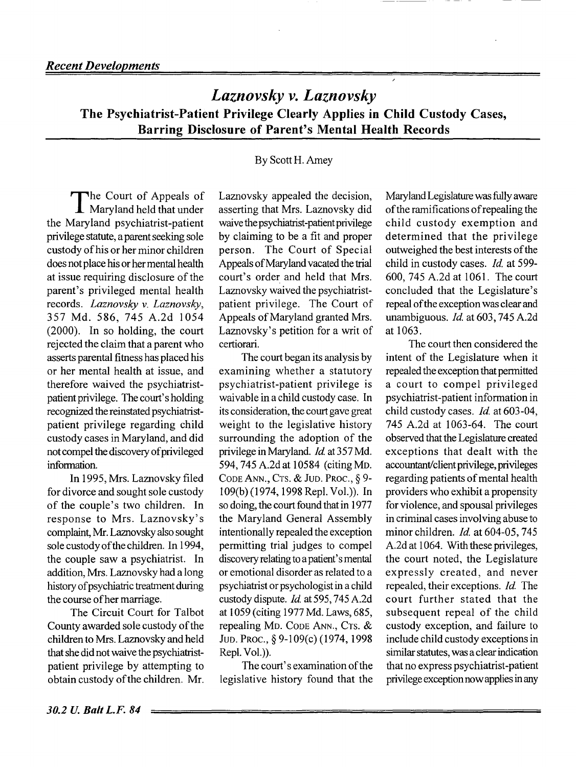*Recent Developments*

# *Laznovsky v. Laznovsky*

## The Psychiatrist-Patient Privilege Clearly Applies in Child Custody Cases, Barring Disclosure of Parent's Mental Health Records

By Scott H. Amey

The Court of Appeals of Maryland held that under the Maryland psychiatrist-patient privilege statute, a parent seeking sole custody of his or her minor children does not place his or her mental health at issue requiring disclosure of the parent's privileged mental health records. *Laznovsky v. Laznovsky*, 357 Md. 586, 745 A.2d 1054 (2000). In so holding, the court rejected the claim that a parent who asserts parental fitness has placed his or her mental health at issue, and therefore waived the psychiatrist-patient privilege. The court's holding recognized the reinstated psychiatrist-patient privilege regarding child custody cases in Maryland, and did not compel the discovery of privileged information.

In 1995, Mrs. Laznovsky filed for divorce and sought sole custody of the couple's two children. In response to Mrs. Laznovsky's complaint, Mr. Laznovsky also sought sole custody of the children. In 1994, the couple saw a psychiatrist. In addition, Mrs. Laznovsky had a long history of psychiatric treatment during the course of her marriage.

The Circuit Court for Talbot County awarded sole custody of the children to Mrs. Laznovsky and held that she did not waive the psychiatrist-patient privilege by attempting to obtain custody of the children. Mr. Laznovsky appealed the decision, asserting that Mrs. Laznovsky did waive the psychiatrist-patient privilege by claiming to be a fit and proper person. The Court of Special Appeals of Maryland vacated the trial court's order and held that Mrs. Laznovsky waived the psychiatrist-patient privilege. The Court of Appeals of Maryland granted Mrs. Laznovsky's petition for a writ of certiorari.

The court began its analysis by examining whether a statutory psychiatrist-patient privilege is waivable in a child custody case. In its consideration, the court gave great weight to the legislative history surrounding the adoption of the privilege in Maryland. *Id.* at 357 Md. 594, 745 A.2d at 10584 (citing MD. CODE ANN., CTS. & JUD. PROC., § 9-109(b) (1974, 1998 Repl. Vol.)). In so doing, the court found that in 1977 the Maryland General Assembly intentionally repealed the exception permitting trial judges to compel discovery relating to a patient's mental or emotional disorder as related to a psychiatrist or psychologist in a child custody dispute. *Id.* at 595, 745 A.2d at 1059 (citing 1977 Md. Laws, 685, repealing MD. CODE ANN., CTS. & JUD. PROC., § 9-109(c) (1974, 1998 Repl. Vol.)).

The court's examination of the legislative history found that the Maryland Legislature was fully aware of the ramifications of repealing the child custody exemption and determined that the privilege outweighed the best interests of the child in custody cases. *Id.* at 599-600, 745 A.2d at 1061. The court concluded that the Legislature's repeal of the exception was clear and unambiguous. *Id.* at 603, 745 A.2d at 1063.

The court then considered the intent of the Legislature when it repealed the exception that permitted a court to compel privileged psychiatrist-patient information in child custody cases. *Id.* at 603-04, 745 A.2d at 1063-64. The court observed that the Legislature created exceptions that dealt with the accountant/client privilege, privileges regarding patients of mental health providers who exhibit a propensity for violence, and spousal privileges in criminal cases involving abuse to minor children. *Id.* at 604-05, 745 A.2d at 1064. With these privileges, the court noted, the Legislature expressly created, and never repealed, their exceptions. *Id.* The court further stated that the subsequent repeal of the child custody exception, and failure to include child custody exceptions in similar statutes, was a clear indication that no express psychiatrist-patient privilege exception now applies in any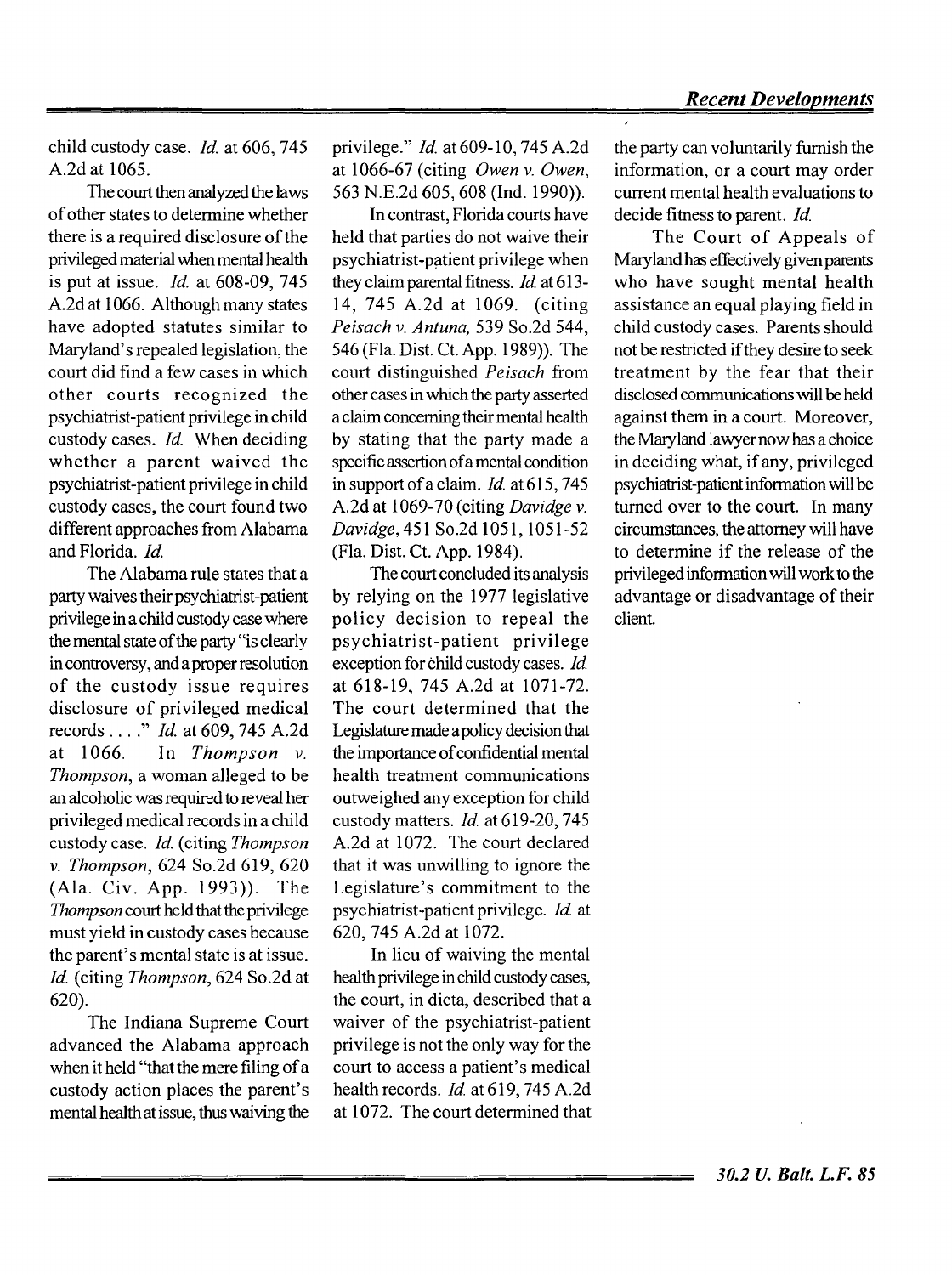child custody case. *Id.* at 606, 745 A.2d at 1065.

The court then analyzed the laws of other states to determine whether there is a required disclosure of the privileged material when mental health is put at issue. *Id.* at 608-09, 745 A.2d at 1066. Although many states have adopted statutes similar to Maryland's repealed legislation, the court did find a few cases in which other courts recognized the psychiatrist-patient privilege in child custody cases. *Id.* When deciding whether a parent waived the psychiatrist-patient privilege in child custody cases, the court found two different approaches from Alabama and Florida. *Id.*

The Alabama rule states that a party waives their psychiatrist-patient privilege in a child custody case where the mental state of the party "is clearly in controversy, and a proper resolution of the custody issue requires disclosure of privileged medical records . . . ." *Id.* at 609, 745 A.2d at 1066. In *Thompson v. Thompson*, a woman alleged to be an alcoholic was required to reveal her privileged medical records in a child custody case. *Id.* (citing *Thompson v. Thompson*, 624 So.2d 619, 620 (Ala. Civ. App. 1993)). The *Thompson* court held that the privilege must yield in custody cases because the parent's mental state is at issue. *Id.* (citing *Thompson*, 624 So.2d at 620).

The Indiana Supreme Court advanced the Alabama approach when it held "that the mere filing of a custody action places the parent's mental health at issue, thus waiving the privilege." *Id.* at 609-10, 745 A.2d at 1066-67 (citing *Owen v. Owen*, 563 N.E.2d 605, 608 (Ind. 1990)).

In contrast, Florida courts have held that parties do not waive their psychiatrist-patient privilege when they claim parental fitness. *Id.* at 613-14, 745 A.2d at 1069. (citing *Peisach v. Antuna*, 539 So.2d 544, 546 (Fla. Dist. Ct. App. 1989)). The court distinguished *Peisach* from other cases in which the party asserted a claim concerning their mental health by stating that the party made a specific assertion of a mental condition in support of a claim. *Id.* at 615, 745 A.2d at 1069-70 (citing *Davidge v. Davidge*, 451 So.2d 1051, 1051-52 (Fla. Dist. Ct. App. 1984).

The court concluded its analysis by relying on the 1977 legislative policy decision to repeal the psychiatrist-patient privilege exception for child custody cases. *Id.* at 618-19, 745 A.2d at 1071-72. The court determined that the Legislature made a policy decision that the importance of confidential mental health treatment communications outweighed any exception for child custody matters. *Id.* at 619-20, 745 A.2d at 1072. The court declared that it was unwilling to ignore the Legislature's commitment to the psychiatrist-patient privilege. *Id.* at 620, 745 A.2d at 1072.

In lieu of waiving the mental health privilege in child custody cases, the court, in dicta, described that a waiver of the psychiatrist-patient privilege is not the only way for the court to access a patient's medical health records. *Id.* at 619, 745 A.2d at 1072. The court determined that the party can voluntarily furnish the information, or a court may order current mental health evaluations to decide fitness to parent. *Id.*

The Court of Appeals of Maryland has effectively given parents who have sought mental health assistance an equal playing field in child custody cases. Parents should not be restricted if they desire to seek treatment by the fear that their disclosed communications will be held against them in a court. Moreover, the Maryland lawyer now has a choice in deciding what, if any, privileged psychiatrist-patient information will be turned over to the court. In many circumstances, the attorney will have to determine if the release of the privileged information will work to the advantage or disadvantage of their client.